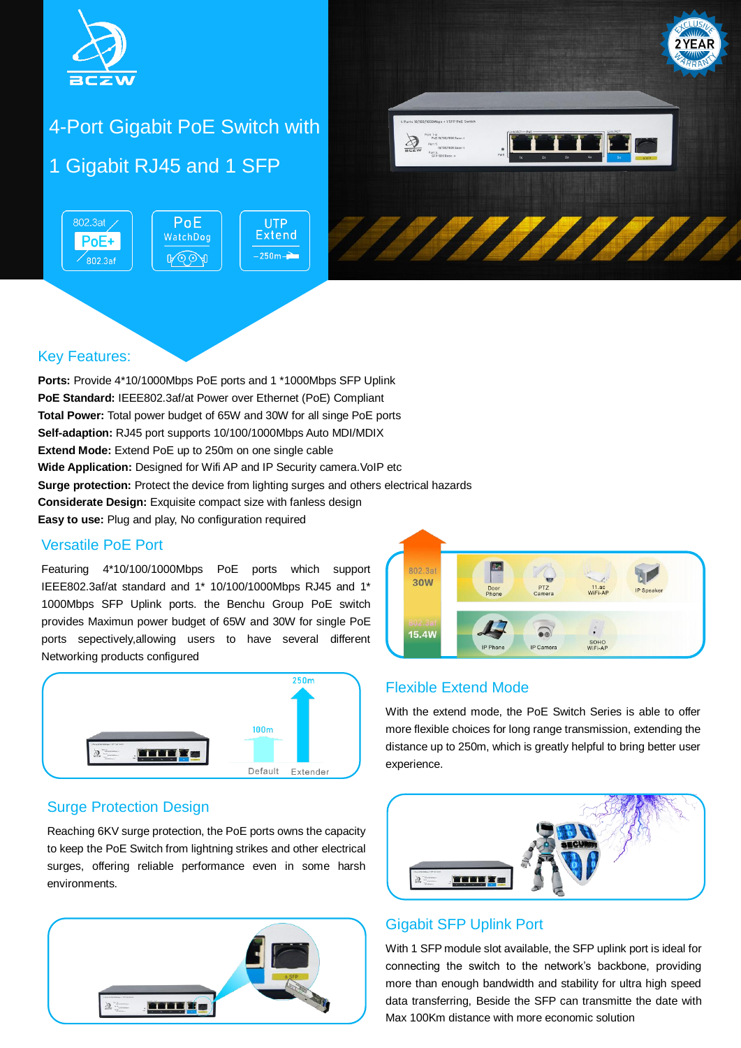# 4-Port Gigabit PoE Switch with 1 Gigabit RJ45 and 1 SFP

## Key Features:

**Ports:** Provide 4*10/1000Mbps PoE ports and 1 *1000Mbps SFP Uplink
**PoE Standard:** IEEE802.3af/at Power over Ethernet (PoE) Compliant
**Total Power:** Total power budget of 65W and 30W for all singe PoE ports
**Self-adaption:** RJ45 port supports 10/100/1000Mbps Auto MDI/MDIX
**Extend Mode:** Extend PoE up to 250m on one single cable
**Wide Application:** Designed for Wifi AP and IP Security camera.VoIP etc
**Surge protection:** Protect the device from lighting surges and others electrical hazards
**Considerate Design:** Exquisite compact size with fanless design
**Easy to use:** Plug and play, No configuration required

## Versatile PoE Port

Featuring 4*10/100/1000Mbps PoE ports which support IEEE802.3af/at standard and 1* 10/100/1000Mbps RJ45 and 1* 1000Mbps SFP Uplink ports. the Benchu Group PoE switch provides Maximun power budget of 65W and 30W for single PoE ports sepectively,allowing users to have several different Networking products configured

## Flexible Extend Mode

With the extend mode, the PoE Switch Series is able to offer more flexible choices for long range transmission, extending the distance up to 250m, which is greatly helpful to bring better user experience.

## Surge Protection Design

Reaching 6KV surge protection, the PoE ports owns the capacity to keep the PoE Switch from lightning strikes and other electrical surges, offering reliable performance even in some harsh environments.

## Gigabit SFP Uplink Port

With 1 SFP module slot available, the SFP uplink port is ideal for connecting the switch to the network's backbone, providing more than enough bandwidth and stability for ultra high speed data transferring, Beside the SFP can transmitte the date with Max 100Km distance with more economic solution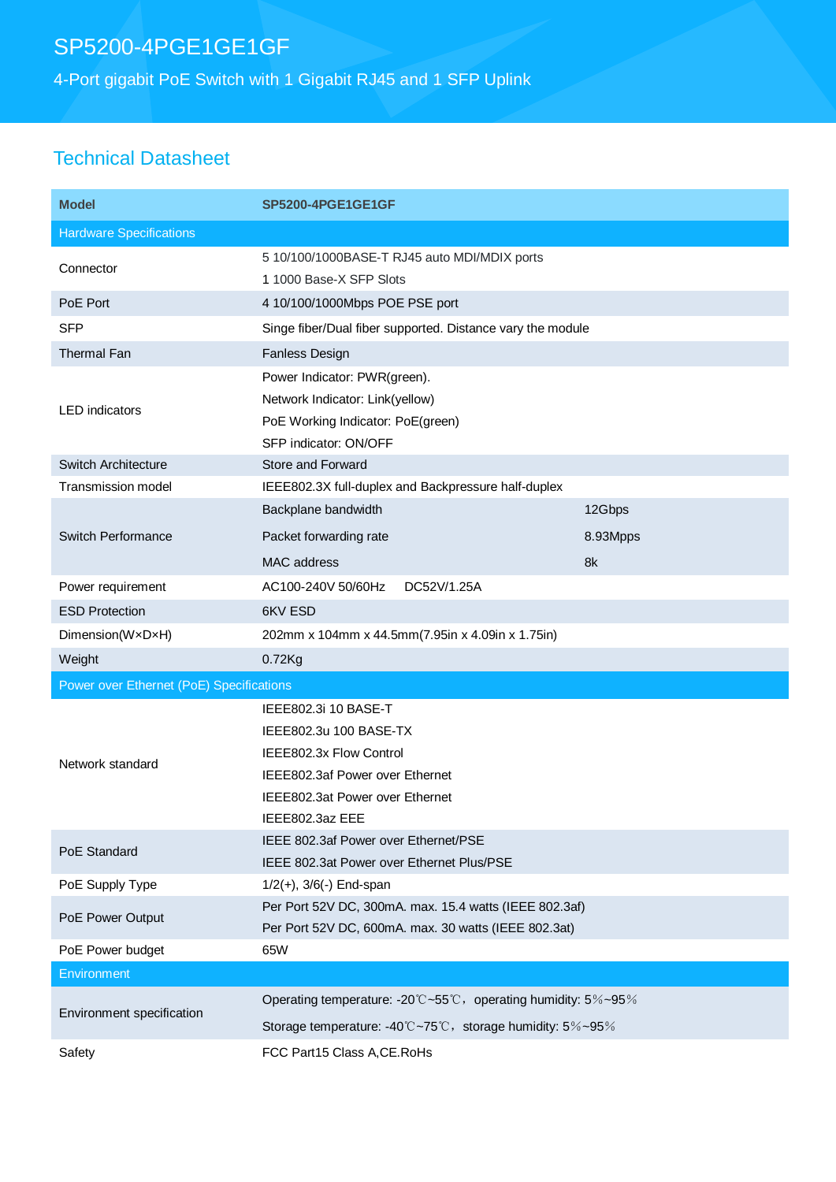# SP5200-4PGE1GE1GF

4-Port gigabit PoE Switch with 1 Gigabit RJ45 and 1 SFP Uplink

## Technical Datasheet

| Model | SP5200-4PGE1GE1GF | |
|---|---|---|
| **Hardware Specifications** | | |
| Connector | 5 10/100/1000BASE-T RJ45 auto MDI/MDIX ports<br>1 1000 Base-X SFP Slots | |
| PoE Port | 4 10/100/1000Mbps POE PSE port | |
| SFP | Singe fiber/Dual fiber supported. Distance vary the module | |
| Thermal Fan | Fanless Design | |
| LED indicators | Power Indicator: PWR(green).<br>Network Indicator: Link(yellow)<br>PoE Working Indicator: PoE(green)<br>SFP indicator: ON/OFF | |
| Switch Architecture | Store and Forward | |
| Transmission model | IEEE802.3X full-duplex and Backpressure half-duplex | |
| Switch Performance | Backplane bandwidth | 12Gbps |
| | Packet forwarding rate | 8.93Mpps |
| | MAC address | 8k |
| Power requirement | AC100-240V 50/60Hz DC52V/1.25A | |
| ESD Protection | 6KV ESD | |
| Dimension(W×D×H) | 202mm x 104mm x 44.5mm(7.95in x 4.09in x 1.75in) | |
| Weight | 0.72Kg | |
| **Power over Ethernet (PoE) Specifications** | | |
| Network standard | IEEE802.3i 10 BASE-T<br>IEEE802.3u 100 BASE-TX<br>IEEE802.3x Flow Control<br>IEEE802.3af Power over Ethernet<br>IEEE802.3at Power over Ethernet<br>IEEE802.3az EEE | |
| PoE Standard | IEEE 802.3af Power over Ethernet/PSE<br>IEEE 802.3at Power over Ethernet Plus/PSE | |
| PoE Supply Type | 1/2(+), 3/6(-) End-span | |
| PoE Power Output | Per Port 52V DC, 300mA. max. 15.4 watts (IEEE 802.3af)<br>Per Port 52V DC, 600mA. max. 30 watts (IEEE 802.3at) | |
| PoE Power budget | 65W | |
| **Environment** | | |
| Environment specification | Operating temperature: -20℃~55℃，operating humidity: 5%~95%<br>Storage temperature: -40℃~75℃，storage humidity: 5%~95% | |
| Safety | FCC Part15 Class A,CE.RoHs | |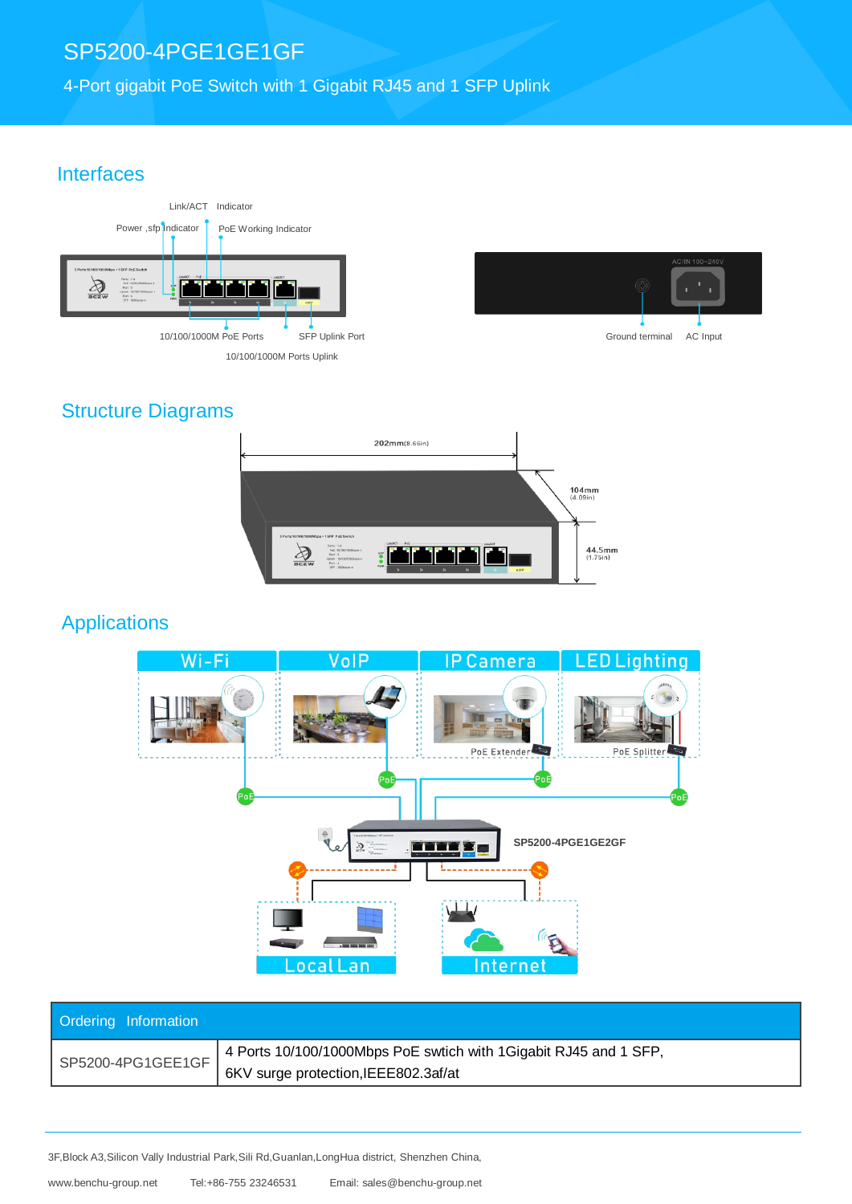# SP5200-4PGE1GE1GF

4-Port gigabit PoE Switch with 1 Gigabit RJ45 and 1 SFP Uplink

## Interfaces

Link/ACT Indicator

Power ,sfp Indicator

PoE Working Indicator

10/100/1000M PoE Ports

SFP Uplink Port

10/100/1000M Ports Uplink

AC/IN 100~240V

Ground terminal

AC Input

## Structure Diagrams

202mm(8.66in)

104mm (4.09in)

44.5mm (1.75in)

## Applications

Wi-Fi

VoIP

IP Camera

LED Lighting

PoE Extender

PoE Splitter

PoE

SP5200-4PGE1GE2GF

Local Lan

Internet

| Ordering Information | |
|---|---|
| SP5200-4PG1GEE1GF | 4 Ports 10/100/1000Mbps PoE swtich with 1Gigabit RJ45 and 1 SFP, 6KV surge protection,IEEE802.3af/at |

3F,Block A3,Silicon Vally Industrial Park,Sili Rd,Guanlan,LongHua district, Shenzhen China,

www.benchu-group.net Tel:+86-755 23246531 Email: sales@benchu-group.net